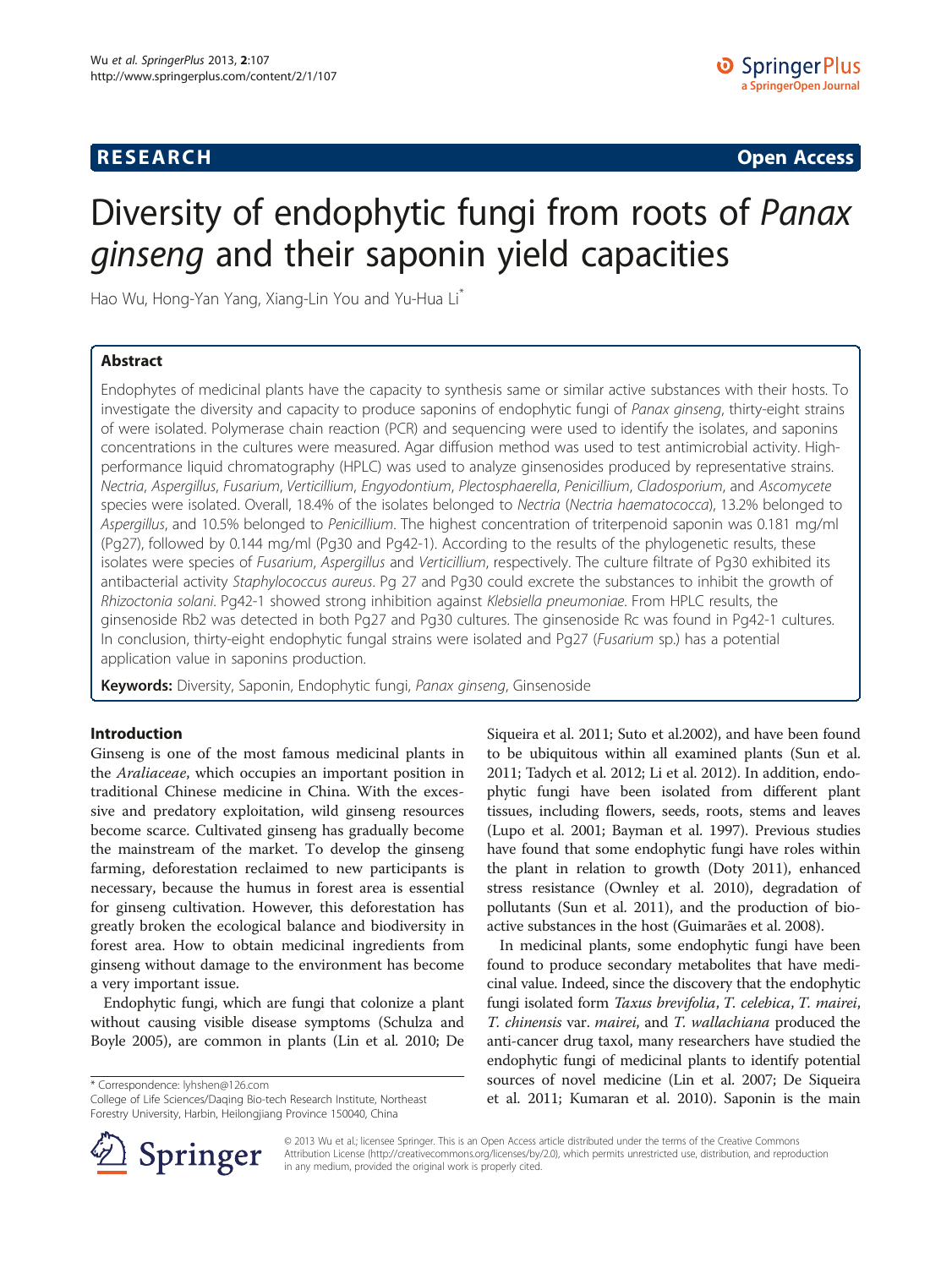**RESEARCH** **Open Access**

# Diversity of endophytic fungi from roots of *Panax ginseng* and their saponin yield capacities

Hao Wu, Hong-Yan Yang, Xiang-Lin You and Yu-Hua Li[*]

## Abstract

Endophytes of medicinal plants have the capacity to synthesis same or similar active substances with their hosts. To investigate the diversity and capacity to produce saponins of endophytic fungi of *Panax ginseng*, thirty-eight strains of were isolated. Polymerase chain reaction (PCR) and sequencing were used to identify the isolates, and saponins concentrations in the cultures were measured. Agar diffusion method was used to test antimicrobial activity. High-performance liquid chromatography (HPLC) was used to analyze ginsenosides produced by representative strains. *Nectria*, *Aspergillus*, *Fusarium*, *Verticillium*, *Engyodontium*, *Plectosphaerella*, *Penicillium*, *Cladosporium*, and *Ascomycete* species were isolated. Overall, 18.4% of the isolates belonged to *Nectria* (*Nectria haematococca*), 13.2% belonged to *Aspergillus*, and 10.5% belonged to *Penicillium*. The highest concentration of triterpenoid saponin was 0.181 mg/ml (Pg27), followed by 0.144 mg/ml (Pg30 and Pg42-1). According to the results of the phylogenetic results, these isolates were species of *Fusarium*, *Aspergillus* and *Verticillium*, respectively. The culture filtrate of Pg30 exhibited its antibacterial activity *Staphylococcus aureus*. Pg 27 and Pg30 could excrete the substances to inhibit the growth of *Rhizoctonia solani*. Pg42-1 showed strong inhibition against *Klebsiella pneumoniae*. From HPLC results, the ginsenoside Rb2 was detected in both Pg27 and Pg30 cultures. The ginsenoside Rc was found in Pg42-1 cultures. In conclusion, thirty-eight endophytic fungal strains were isolated and Pg27 (*Fusarium* sp.) has a potential application value in saponins production.

**Keywords:** Diversity, Saponin, Endophytic fungi, *Panax ginseng*, Ginsenoside

## Introduction

Ginseng is one of the most famous medicinal plants in the *Araliaceae*, which occupies an important position in traditional Chinese medicine in China. With the excessive and predatory exploitation, wild ginseng resources become scarce. Cultivated ginseng has gradually become the mainstream of the market. To develop the ginseng farming, deforestation reclaimed to new participants is necessary, because the humus in forest area is essential for ginseng cultivation. However, this deforestation has greatly broken the ecological balance and biodiversity in forest area. How to obtain medicinal ingredients from ginseng without damage to the environment has become a very important issue.

Endophytic fungi, which are fungi that colonize a plant without causing visible disease symptoms (Schulza and Boyle 2005), are common in plants (Lin et al. 2010; De Siqueira et al. 2011; Suto et al.2002), and have been found to be ubiquitous within all examined plants (Sun et al. 2011; Tadych et al. 2012; Li et al. 2012). In addition, endophytic fungi have been isolated from different plant tissues, including flowers, seeds, roots, stems and leaves (Lupo et al. 2001; Bayman et al. 1997). Previous studies have found that some endophytic fungi have roles within the plant in relation to growth (Doty 2011), enhanced stress resistance (Ownley et al. 2010), degradation of pollutants (Sun et al. 2011), and the production of bioactive substances in the host (Guimarães et al. 2008).

In medicinal plants, some endophytic fungi have been found to produce secondary metabolites that have medicinal value. Indeed, since the discovery that the endophytic fungi isolated form *Taxus brevifolia*, *T. celebica*, *T. mairei*, *T. chinensis* var. *mairei*, and *T. wallachiana* produced the anti-cancer drug taxol, many researchers have studied the endophytic fungi of medicinal plants to identify potential sources of novel medicine (Lin et al. 2007; De Siqueira et al. 2011; Kumaran et al. 2010). Saponin is the main

\* Correspondence: lyhshen@126.com
College of Life Sciences/Daqing Bio-tech Research Institute, Northeast Forestry University, Harbin, Heilongjiang Province 150040, China

© 2013 Wu et al.; licensee Springer. This is an Open Access article distributed under the terms of the Creative Commons Attribution License (http://creativecommons.org/licenses/by/2.0), which permits unrestricted use, distribution, and reproduction in any medium, provided the original work is properly cited.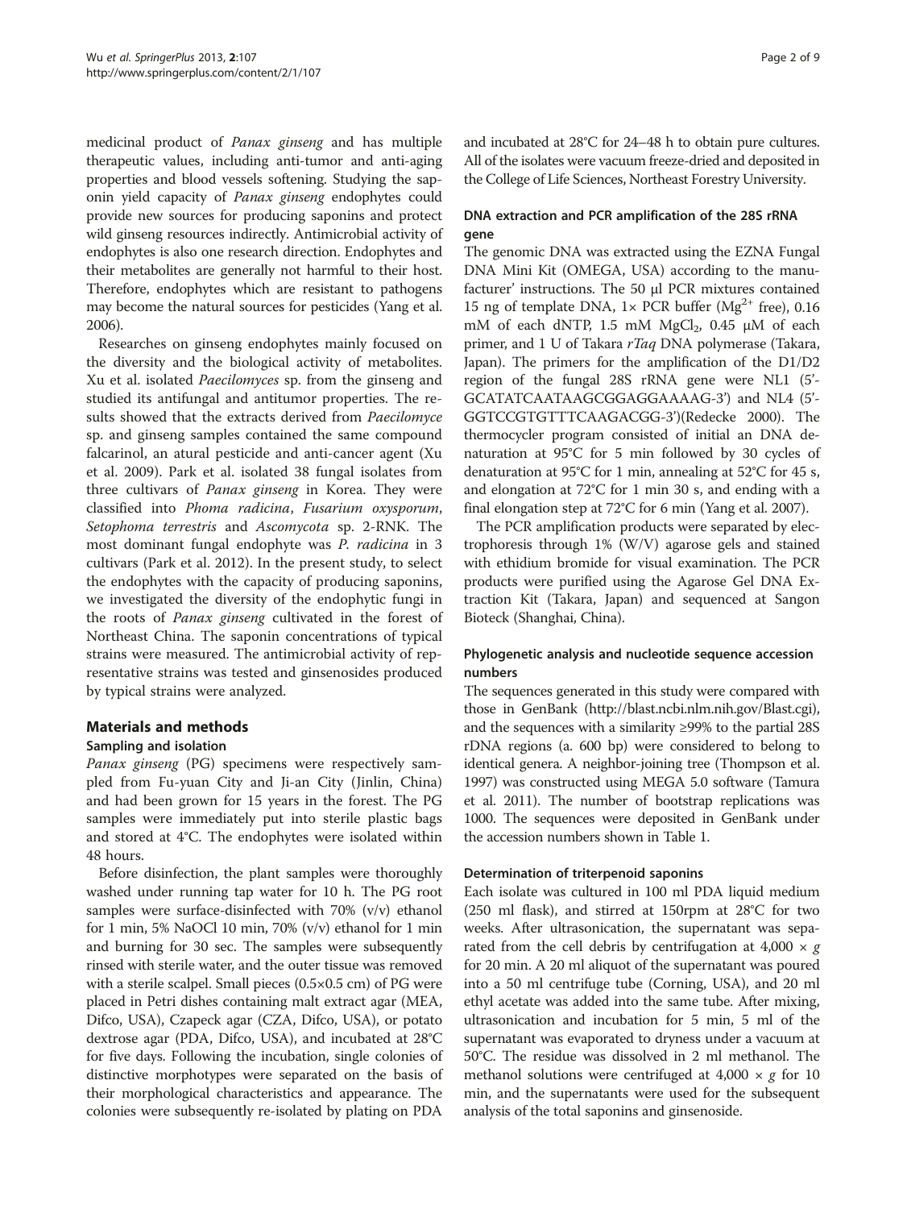medicinal product of *Panax ginseng* and has multiple therapeutic values, including anti-tumor and anti-aging properties and blood vessels softening. Studying the saponin yield capacity of *Panax ginseng* endophytes could provide new sources for producing saponins and protect wild ginseng resources indirectly. Antimicrobial activity of endophytes is also one research direction. Endophytes and their metabolites are generally not harmful to their host. Therefore, endophytes which are resistant to pathogens may become the natural sources for pesticides (Yang et al. 2006).

Researches on ginseng endophytes mainly focused on the diversity and the biological activity of metabolites. Xu et al. isolated *Paecilomyces* sp. from the ginseng and studied its antifungal and antitumor properties. The results showed that the extracts derived from *Paecilomyce* sp. and ginseng samples contained the same compound falcarinol, an atural pesticide and anti-cancer agent (Xu et al. 2009). Park et al. isolated 38 fungal isolates from three cultivars of *Panax ginseng* in Korea. They were classified into *Phoma radicina*, *Fusarium oxysporum*, *Setophoma terrestris* and *Ascomycota* sp. 2-RNK. The most dominant fungal endophyte was *P. radicina* in 3 cultivars (Park et al. 2012). In the present study, to select the endophytes with the capacity of producing saponins, we investigated the diversity of the endophytic fungi in the roots of *Panax ginseng* cultivated in the forest of Northeast China. The saponin concentrations of typical strains were measured. The antimicrobial activity of representative strains was tested and ginsenosides produced by typical strains were analyzed.

## Materials and methods

### Sampling and isolation

*Panax ginseng* (PG) specimens were respectively sampled from Fu-yuan City and Ji-an City (Jinlin, China) and had been grown for 15 years in the forest. The PG samples were immediately put into sterile plastic bags and stored at 4°C. The endophytes were isolated within 48 hours.

Before disinfection, the plant samples were thoroughly washed under running tap water for 10 h. The PG root samples were surface-disinfected with 70% (v/v) ethanol for 1 min, 5% NaOCl 10 min, 70% (v/v) ethanol for 1 min and burning for 30 sec. The samples were subsequently rinsed with sterile water, and the outer tissue was removed with a sterile scalpel. Small pieces (0.5×0.5 cm) of PG were placed in Petri dishes containing malt extract agar (MEA, Difco, USA), Czapeck agar (CZA, Difco, USA), or potato dextrose agar (PDA, Difco, USA), and incubated at 28°C for five days. Following the incubation, single colonies of distinctive morphotypes were separated on the basis of their morphological characteristics and appearance. The colonies were subsequently re-isolated by plating on PDA and incubated at 28°C for 24–48 h to obtain pure cultures. All of the isolates were vacuum freeze-dried and deposited in the College of Life Sciences, Northeast Forestry University.

### DNA extraction and PCR amplification of the 28S rRNA gene

The genomic DNA was extracted using the EZNA Fungal DNA Mini Kit (OMEGA, USA) according to the manufacturer' instructions. The 50 μl PCR mixtures contained 15 ng of template DNA, 1× PCR buffer ($Mg^{2+}$ free), 0.16 mM of each dNTP, 1.5 mM $MgCl_2$, 0.45 μM of each primer, and 1 U of Takara *rTaq* DNA polymerase (Takara, Japan). The primers for the amplification of the D1/D2 region of the fungal 28S rRNA gene were NL1 (5'-GCATATCAATAAGCGGAGGAAAAG-3') and NL4 (5'-GGTCCGTGTTTCAAGACGG-3')(Redecke 2000). The thermocycler program consisted of initial an DNA denaturation at 95°C for 5 min followed by 30 cycles of denaturation at 95°C for 1 min, annealing at 52°C for 45 s, and elongation at 72°C for 1 min 30 s, and ending with a final elongation step at 72°C for 6 min (Yang et al. 2007).

The PCR amplification products were separated by electrophoresis through 1% (W/V) agarose gels and stained with ethidium bromide for visual examination. The PCR products were purified using the Agarose Gel DNA Extraction Kit (Takara, Japan) and sequenced at Sangon Bioteck (Shanghai, China).

### Phylogenetic analysis and nucleotide sequence accession numbers

The sequences generated in this study were compared with those in GenBank (http://blast.ncbi.nlm.nih.gov/Blast.cgi), and the sequences with a similarity ≥99% to the partial 28S rDNA regions (a. 600 bp) were considered to belong to identical genera. A neighbor-joining tree (Thompson et al. 1997) was constructed using MEGA 5.0 software (Tamura et al. 2011). The number of bootstrap replications was 1000. The sequences were deposited in GenBank under the accession numbers shown in Table 1.

### Determination of triterpenoid saponins

Each isolate was cultured in 100 ml PDA liquid medium (250 ml flask), and stirred at 150rpm at 28°C for two weeks. After ultrasonication, the supernatant was separated from the cell debris by centrifugation at 4,000 × *g* for 20 min. A 20 ml aliquot of the supernatant was poured into a 50 ml centrifuge tube (Corning, USA), and 20 ml ethyl acetate was added into the same tube. After mixing, ultrasonication and incubation for 5 min, 5 ml of the supernatant was evaporated to dryness under a vacuum at 50°C. The residue was dissolved in 2 ml methanol. The methanol solutions were centrifuged at 4,000 × *g* for 10 min, and the supernatants were used for the subsequent analysis of the total saponins and ginsenoside.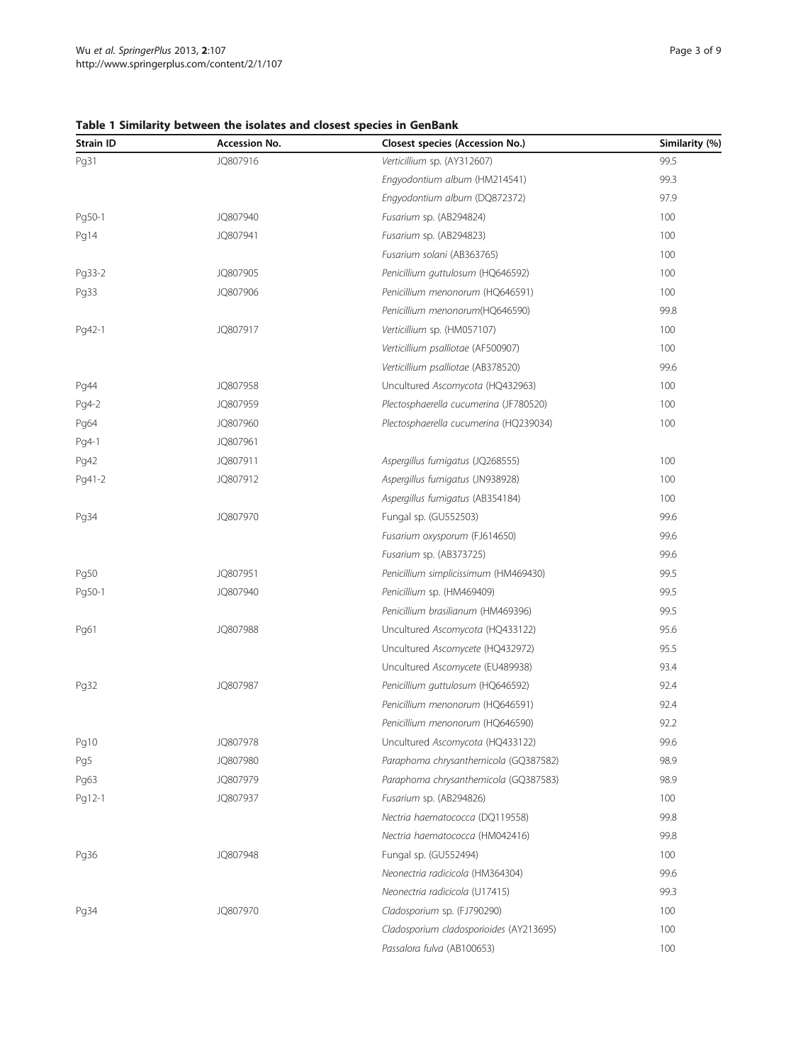**Table 1 Similarity between the isolates and closest species in GenBank**

| Strain ID | Accession No. | Closest species (Accession No.) | Similarity (%) |
|---|---|---|---|
| Pg31 | JQ807916 | *Verticillium* sp. (AY312607) | 99.5 |
| | | *Engyodontium album* (HM214541) | 99.3 |
| | | *Engyodontium album* (DQ872372) | 97.9 |
| Pg50-1 | JQ807940 | *Fusarium* sp. (AB294824) | 100 |
| Pg14 | JQ807941 | *Fusarium* sp. (AB294823) | 100 |
| | | *Fusarium solani* (AB363765) | 100 |
| Pg33-2 | JQ807905 | *Penicillium guttulosum* (HQ646592) | 100 |
| Pg33 | JQ807906 | *Penicillium menonorum* (HQ646591) | 100 |
| | | *Penicillium menonorum*(HQ646590) | 99.8 |
| Pg42-1 | JQ807917 | *Verticillium* sp. (HM057107) | 100 |
| | | *Verticillium psalliotae* (AF500907) | 100 |
| | | *Verticillium psalliotae* (AB378520) | 99.6 |
| Pg44 | JQ807958 | Uncultured *Ascomycota* (HQ432963) | 100 |
| Pg4-2 | JQ807959 | *Plectosphaerella cucumerina* (JF780520) | 100 |
| Pg64 | JQ807960 | *Plectosphaerella cucumerina* (HQ239034) | 100 |
| Pg4-1 | JQ807961 | | |
| Pg42 | JQ807911 | *Aspergillus fumigatus* (JQ268555) | 100 |
| Pg41-2 | JQ807912 | *Aspergillus fumigatus* (JN938928) | 100 |
| | | *Aspergillus fumigatus* (AB354184) | 100 |
| Pg34 | JQ807970 | Fungal sp. (GU552503) | 99.6 |
| | | *Fusarium oxysporum* (FJ614650) | 99.6 |
| | | *Fusarium* sp. (AB373725) | 99.6 |
| Pg50 | JQ807951 | *Penicillium simplicissimum* (HM469430) | 99.5 |
| Pg50-1 | JQ807940 | *Penicillium* sp. (HM469409) | 99.5 |
| | | *Penicillium brasilianum* (HM469396) | 99.5 |
| Pg61 | JQ807988 | Uncultured *Ascomycota* (HQ433122) | 95.6 |
| | | Uncultured *Ascomycete* (HQ432972) | 95.5 |
| | | Uncultured *Ascomycete* (EU489938) | 93.4 |
| Pg32 | JQ807987 | *Penicillium guttulosum* (HQ646592) | 92.4 |
| | | *Penicillium menonorum* (HQ646591) | 92.4 |
| | | *Penicillium menonorum* (HQ646590) | 92.2 |
| Pg10 | JQ807978 | Uncultured *Ascomycota* (HQ433122) | 99.6 |
| Pg5 | JQ807980 | *Paraphoma chrysanthemicola* (GQ387582) | 98.9 |
| Pg63 | JQ807979 | *Paraphoma chrysanthemicola* (GQ387583) | 98.9 |
| Pg12-1 | JQ807937 | *Fusarium* sp. (AB294826) | 100 |
| | | *Nectria haematococca* (DQ119558) | 99.8 |
| | | *Nectria haematococca* (HM042416) | 99.8 |
| Pg36 | JQ807948 | Fungal sp. (GU552494) | 100 |
| | | *Neonectria radicicola* (HM364304) | 99.6 |
| | | *Neonectria radicicola* (U17415) | 99.3 |
| Pg34 | JQ807970 | *Cladosporium* sp. (FJ790290) | 100 |
| | | *Cladosporium cladosporioides* (AY213695) | 100 |
| | | *Passalora fulva* (AB100653) | 100 |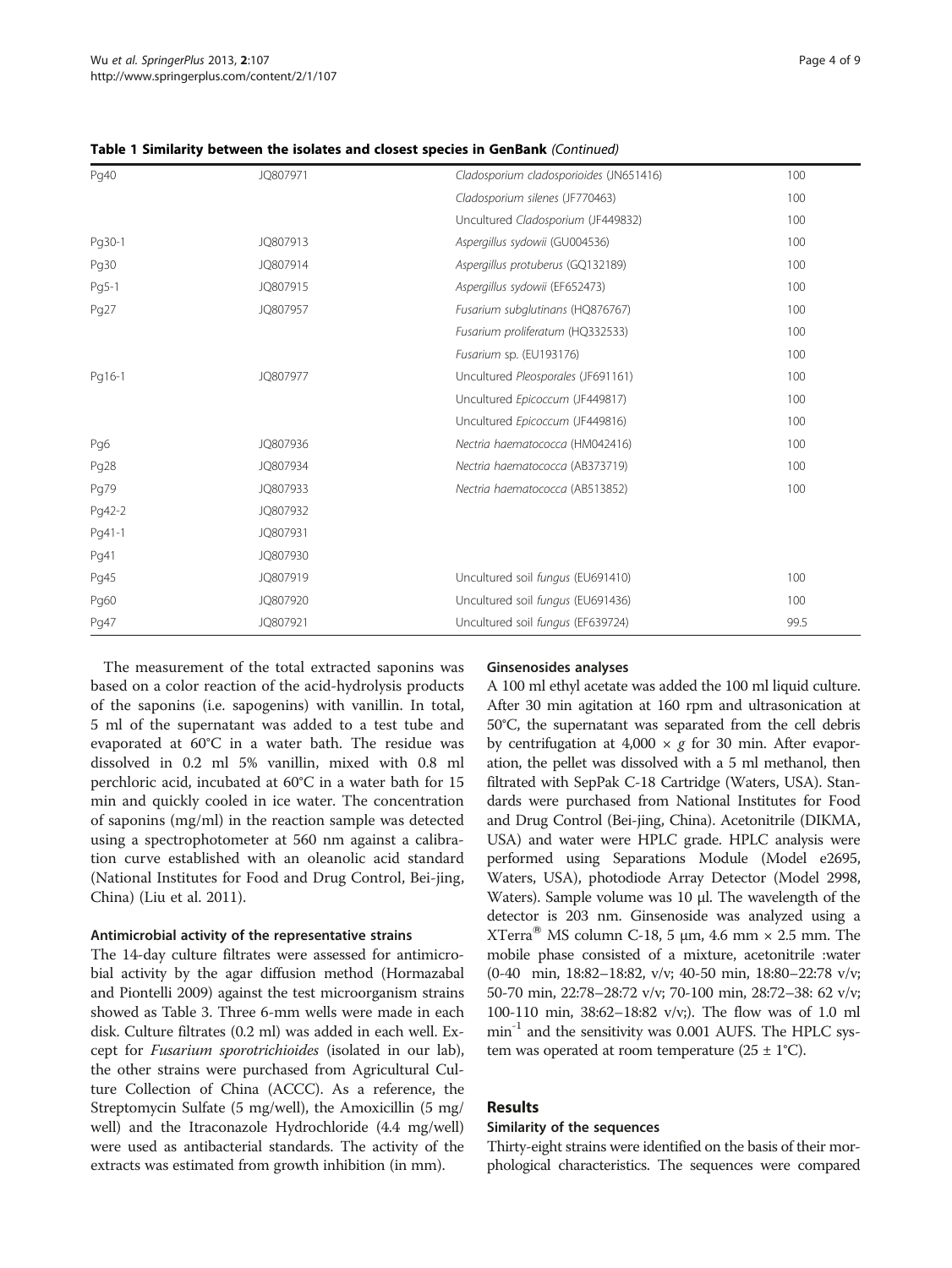**Table 1 Similarity between the isolates and closest species in GenBank** *(Continued)*

| | | | |
|---|---|---|---|
| Pg40 | JQ807971 | *Cladosporium cladosporioides* (JN651416) | 100 |
| | | *Cladosporium silenes* (JF770463) | 100 |
| | | Uncultured *Cladosporium* (JF449832) | 100 |
| Pg30-1 | JQ807913 | *Aspergillus sydowii* (GU004536) | 100 |
| Pg30 | JQ807914 | *Aspergillus protuberus* (GQ132189) | 100 |
| Pg5-1 | JQ807915 | *Aspergillus sydowii* (EF652473) | 100 |
| Pg27 | JQ807957 | *Fusarium subglutinans* (HQ876767) | 100 |
| | | *Fusarium proliferatum* (HQ332533) | 100 |
| | | *Fusarium* sp. (EU193176) | 100 |
| Pg16-1 | JQ807977 | Uncultured *Pleosporales* (JF691161) | 100 |
| | | Uncultured *Epicoccum* (JF449817) | 100 |
| | | Uncultured *Epicoccum* (JF449816) | 100 |
| Pg6 | JQ807936 | *Nectria haematococca* (HM042416) | 100 |
| Pg28 | JQ807934 | *Nectria haematococca* (AB373719) | 100 |
| Pg79 | JQ807933 | *Nectria haematococca* (AB513852) | 100 |
| Pg42-2 | JQ807932 | | |
| Pg41-1 | JQ807931 | | |
| Pg41 | JQ807930 | | |
| Pg45 | JQ807919 | Uncultured soil *fungus* (EU691410) | 100 |
| Pg60 | JQ807920 | Uncultured soil *fungus* (EU691436) | 100 |
| Pg47 | JQ807921 | Uncultured soil *fungus* (EF639724) | 99.5 |

The measurement of the total extracted saponins was based on a color reaction of the acid-hydrolysis products of the saponins (i.e. sapogenins) with vanillin. In total, 5 ml of the supernatant was added to a test tube and evaporated at 60°C in a water bath. The residue was dissolved in 0.2 ml 5% vanillin, mixed with 0.8 ml perchloric acid, incubated at 60°C in a water bath for 15 min and quickly cooled in ice water. The concentration of saponins (mg/ml) in the reaction sample was detected using a spectrophotometer at 560 nm against a calibration curve established with an oleanolic acid standard (National Institutes for Food and Drug Control, Bei-jing, China) (Liu et al. 2011).

#### Antimicrobial activity of the representative strains

The 14-day culture filtrates were assessed for antimicrobial activity by the agar diffusion method (Hormazabal and Piontelli 2009) against the test microorganism strains showed as Table 3. Three 6-mm wells were made in each disk. Culture filtrates (0.2 ml) was added in each well. Except for *Fusarium sporotrichioides* (isolated in our lab), the other strains were purchased from Agricultural Culture Collection of China (ACCC). As a reference, the Streptomycin Sulfate (5 mg/well), the Amoxicillin (5 mg/well) and the Itraconazole Hydrochloride (4.4 mg/well) were used as antibacterial standards. The activity of the extracts was estimated from growth inhibition (in mm).

#### Ginsenosides analyses

A 100 ml ethyl acetate was added the 100 ml liquid culture. After 30 min agitation at 160 rpm and ultrasonication at 50°C, the supernatant was separated from the cell debris by centrifugation at 4,000 × *g* for 30 min. After evaporation, the pellet was dissolved with a 5 ml methanol, then filtrated with SepPak C-18 Cartridge (Waters, USA). Standards were purchased from National Institutes for Food and Drug Control (Bei-jing, China). Acetonitrile (DIKMA, USA) and water were HPLC grade. HPLC analysis were performed using Separations Module (Model e2695, Waters, USA), photodiode Array Detector (Model 2998, Waters). Sample volume was 10 μl. The wavelength of the detector is 203 nm. Ginsenoside was analyzed using a XTerra® MS column C-18, 5 μm, 4.6 mm × 2.5 mm. The mobile phase consisted of a mixture, acetonitrile :water (0-40 min, 18:82–18:82, v/v; 40-50 min, 18:80–22:78 v/v; 50-70 min, 22:78–28:72 v/v; 70-100 min, 28:72–38: 62 v/v; 100-110 min, 38:62–18:82 v/v;). The flow was of 1.0 ml $min^{-1}$ and the sensitivity was 0.001 AUFS. The HPLC system was operated at room temperature (25 ± 1°C).

## Results

#### Similarity of the sequences

Thirty-eight strains were identified on the basis of their morphological characteristics. The sequences were compared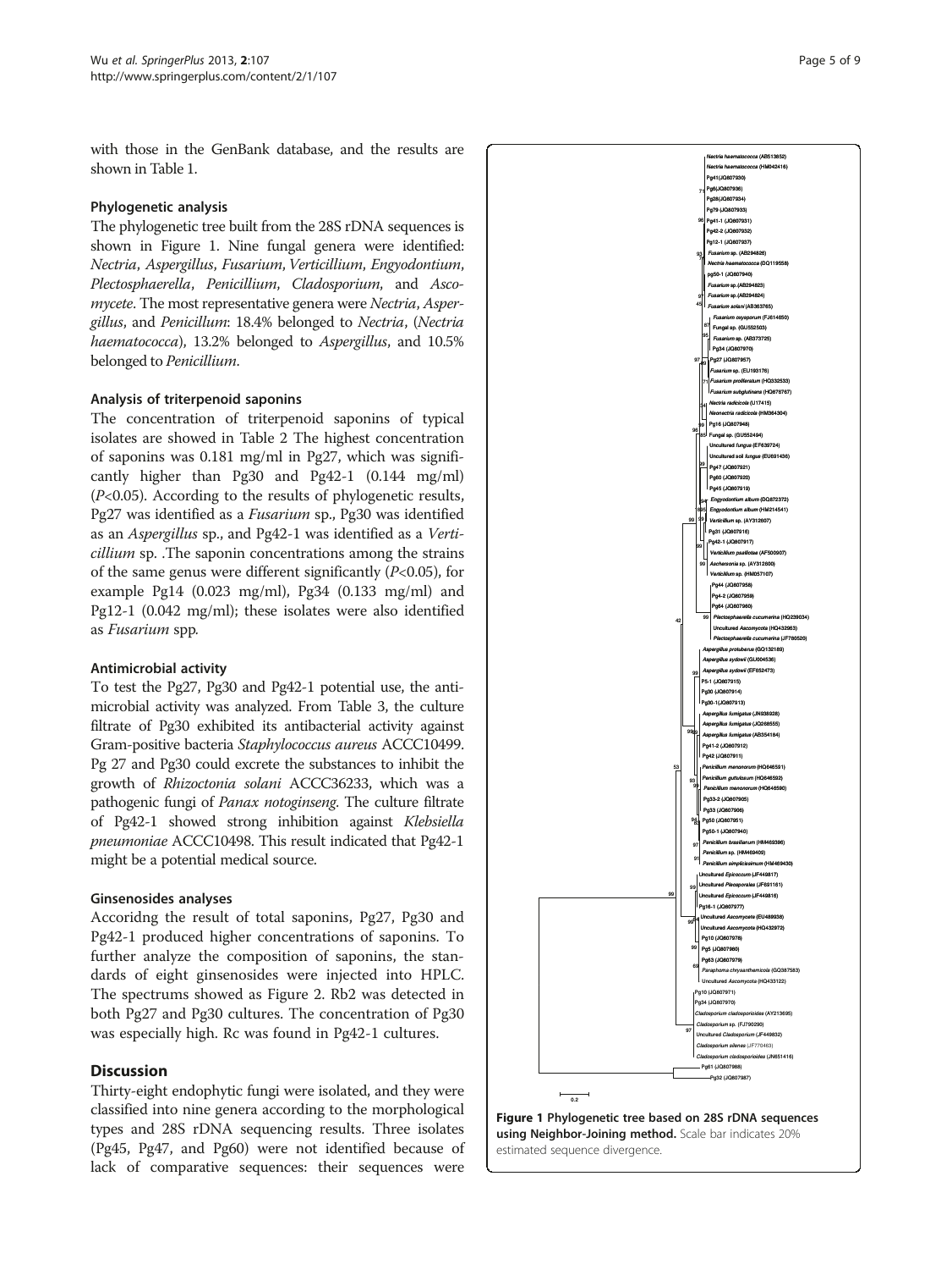with those in the GenBank database, and the results are shown in Table 1.

### Phylogenetic analysis

The phylogenetic tree built from the 28S rDNA sequences is shown in Figure 1. Nine fungal genera were identified: *Nectria*, *Aspergillus*, *Fusarium*, *Verticillium*, *Engyodontium*, *Plectosphaerella*, *Penicillium*, *Cladosporium*, and *Ascomycete*. The most representative genera were *Nectria*, *Aspergillus*, and *Penicillum*: 18.4% belonged to *Nectria*, (*Nectria haematococca*), 13.2% belonged to *Aspergillus*, and 10.5% belonged to *Penicillium*.

### Analysis of triterpenoid saponins

The concentration of triterpenoid saponins of typical isolates are showed in Table 2 The highest concentration of saponins was 0.181 mg/ml in Pg27, which was significantly higher than Pg30 and Pg42-1 (0.144 mg/ml) ($P<0.05$). According to the results of phylogenetic results, Pg27 was identified as a *Fusarium* sp., Pg30 was identified as an *Aspergillus* sp., and Pg42-1 was identified as a *Verticillium* sp. .The saponin concentrations among the strains of the same genus were different significantly ($P<0.05$), for example Pg14 (0.023 mg/ml), Pg34 (0.133 mg/ml) and Pg12-1 (0.042 mg/ml); these isolates were also identified as *Fusarium* spp.

### Antimicrobial activity

To test the Pg27, Pg30 and Pg42-1 potential use, the antimicrobial activity was analyzed. From Table 3, the culture filtrate of Pg30 exhibited its antibacterial activity against Gram-positive bacteria *Staphylococcus aureus* ACCC10499. Pg 27 and Pg30 could excrete the substances to inhibit the growth of *Rhizoctonia solani* ACCC36233, which was a pathogenic fungi of *Panax notoginseng*. The culture filtrate of Pg42-1 showed strong inhibition against *Klebsiella pneumoniae* ACCC10498. This result indicated that Pg42-1 might be a potential medical source.

### Ginsenosides analyses

Accoridng the result of total saponins, Pg27, Pg30 and Pg42-1 produced higher concentrations of saponins. To further analyze the composition of saponins, the standards of eight ginsenosides were injected into HPLC. The spectrums showed as Figure 2. Rb2 was detected in both Pg27 and Pg30 cultures. The concentration of Pg30 was especially high. Rc was found in Pg42-1 cultures.

## Discussion

Thirty-eight endophytic fungi were isolated, and they were classified into nine genera according to the morphological types and 28S rDNA sequencing results. Three isolates (Pg45, Pg47, and Pg60) were not identified because of lack of comparative sequences: their sequences were

**Figure 1 Phylogenetic tree based on 28S rDNA sequences using Neighbor-Joining method.** Scale bar indicates 20% estimated sequence divergence.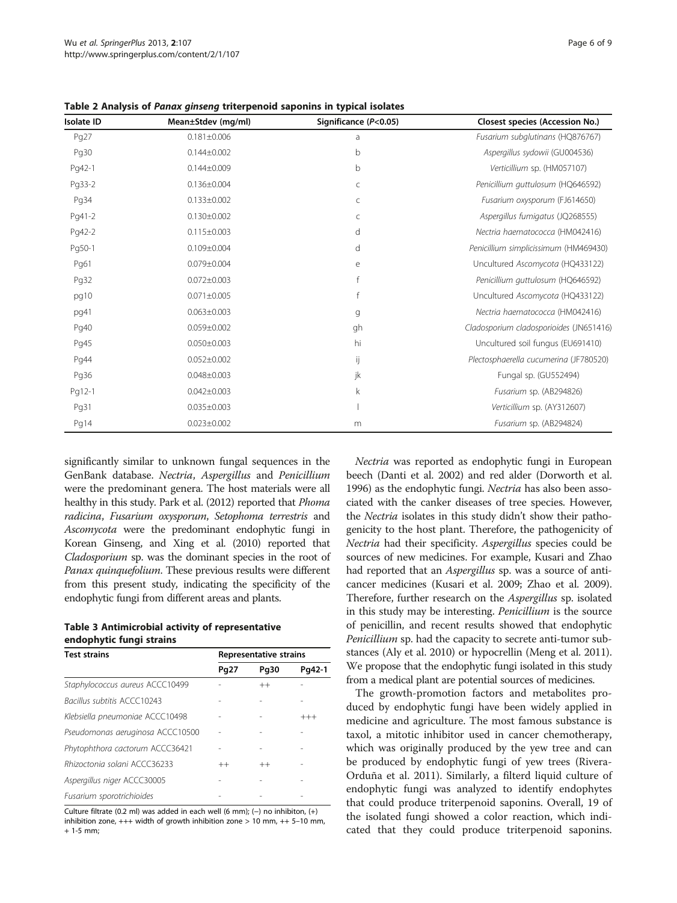**Table 2 Analysis of *Panax ginseng* triterpenoid saponins in typical isolates**

| Isolate ID | Mean±Stdev (mg/ml) | Significance (P<0.05) | Closest species (Accession No.) |
|---|---|---|---|
| Pg27 | 0.181±0.006 | a | *Fusarium subglutinans* (HQ876767) |
| Pg30 | 0.144±0.002 | b | *Aspergillus sydowii* (GU004536) |
| Pg42-1 | 0.144±0.009 | b | *Verticillium* sp. (HM057107) |
| Pg33-2 | 0.136±0.004 | c | *Penicillium guttulosum* (HQ646592) |
| Pg34 | 0.133±0.002 | c | *Fusarium oxysporum* (FJ614650) |
| Pg41-2 | 0.130±0.002 | c | *Aspergillus fumigatus* (JQ268555) |
| Pg42-2 | 0.115±0.003 | d | *Nectria haematococca* (HM042416) |
| Pg50-1 | 0.109±0.004 | d | *Penicillium simplicissimum* (HM469430) |
| Pg61 | 0.079±0.004 | e | Uncultured *Ascomycota* (HQ433122) |
| Pg32 | 0.072±0.003 | f | *Penicillium guttulosum* (HQ646592) |
| pg10 | 0.071±0.005 | f | Uncultured *Ascomycota* (HQ433122) |
| pg41 | 0.063±0.003 | g | *Nectria haematococca* (HM042416) |
| Pg40 | 0.059±0.002 | gh | *Cladosporium cladosporioides* (JN651416) |
| Pg45 | 0.050±0.003 | hi | Uncultured soil fungus (EU691410) |
| Pg44 | 0.052±0.002 | ij | *Plectosphaerella cucumerina* (JF780520) |
| Pg36 | 0.048±0.003 | jk | Fungal sp. (GU552494) |
| Pg12-1 | 0.042±0.003 | k | *Fusarium* sp. (AB294826) |
| Pg31 | 0.035±0.003 | l | *Verticillium* sp. (AY312607) |
| Pg14 | 0.023±0.002 | m | *Fusarium* sp. (AB294824) |

significantly similar to unknown fungal sequences in the GenBank database. *Nectria*, *Aspergillus* and *Penicillium* were the predominant genera. The host materials were all healthy in this study. Park et al. (2012) reported that *Phoma radicina*, *Fusarium oxysporum*, *Setophoma terrestris* and *Ascomycota* were the predominant endophytic fungi in Korean Ginseng, and Xing et al. (2010) reported that *Cladosporium* sp. was the dominant species in the root of *Panax quinquefolium*. These previous results were different from this present study, indicating the specificity of the endophytic fungi from different areas and plants.

**Table 3 Antimicrobial activity of representative endophytic fungi strains**

| Test strains | Representative strains | | |
|---|---|---|---|
| | Pg27 | Pg30 | Pg42-1 |
| *Staphylococcus aureus* ACCC10499 | - | ++ | - |
| *Bacillus subtitis* ACCC10243 | - | - | - |
| *Klebsiella pneumoniae* ACCC10498 | - | - | +++ |
| *Pseudomonas aeruginosa* ACCC10500 | - | - | - |
| *Phytophthora cactorum* ACCC36421 | - | - | - |
| *Rhizoctonia solani* ACCC36233 | ++ | ++ | - |
| *Aspergillus niger* ACCC30005 | - | - | - |
| *Fusarium sporotrichioides* | - | - | - |

Culture filtrate (0.2 ml) was added in each well (6 mm); (−) no inhibiton, (+) inhibition zone, +++ width of growth inhibition zone > 10 mm, ++ 5–10 mm, + 1-5 mm;

*Nectria* was reported as endophytic fungi in European beech (Danti et al. 2002) and red alder (Dorworth et al. 1996) as the endophytic fungi. *Nectria* has also been associated with the canker diseases of tree species. However, the *Nectria* isolates in this study didn't show their pathogenicity to the host plant. Therefore, the pathogenicity of *Nectria* had their specificity. *Aspergillus* species could be sources of new medicines. For example, Kusari and Zhao had reported that an *Aspergillus* sp. was a source of anticancer medicines (Kusari et al. 2009; Zhao et al. 2009). Therefore, further research on the *Aspergillus* sp. isolated in this study may be interesting. *Penicillium* is the source of penicillin, and recent results showed that endophytic *Penicillium* sp. had the capacity to secrete anti-tumor substances (Aly et al. 2010) or hypocrellin (Meng et al. 2011). We propose that the endophytic fungi isolated in this study from a medical plant are potential sources of medicines.

The growth-promotion factors and metabolites produced by endophytic fungi have been widely applied in medicine and agriculture. The most famous substance is taxol, a mitotic inhibitor used in cancer chemotherapy, which was originally produced by the yew tree and can be produced by endophytic fungi of yew trees (Rivera-Orduña et al. 2011). Similarly, a filterd liquid culture of endophytic fungi was analyzed to identify endophytes that could produce triterpenoid saponins. Overall, 19 of the isolated fungi showed a color reaction, which indicated that they could produce triterpenoid saponins.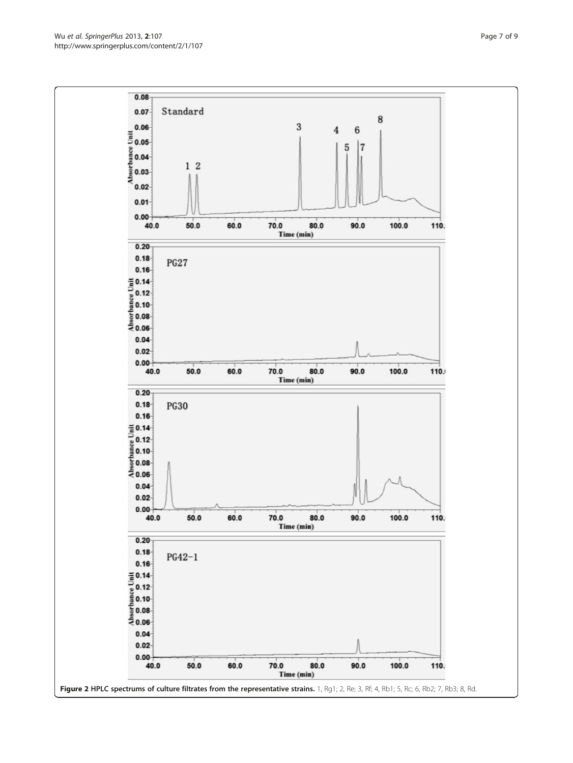Standard

Absorbance Unit

0.08
0.07
0.06
0.05
0.04
0.03
0.02
0.01
0.00

1 2 3 4 5 6 7 8

40.0 50.0 60.0 70.0 80.0 90.0 100.0 110.

Time (min)

PG27

Absorbance Unit

0.20
0.18
0.16
0.14
0.12
0.10
0.08
0.06
0.04
0.02
0.00

40.0 50.0 60.0 70.0 80.0 90.0 100.0 110.

Time (min)

PG30

Absorbance Unit

0.20
0.18
0.16
0.14
0.12
0.10
0.08
0.06
0.04
0.02
0.00

40.0 50.0 60.0 70.0 80.0 90.0 100.0 110.

Time (min)

PG42-1

Absorbance Unit

0.20
0.18
0.16
0.14
0.12
0.10
0.08
0.06
0.04
0.02
0.00

40.0 50.0 60.0 70.0 80.0 90.0 100.0 110.

Time (min)

**Figure 2 HPLC spectrums of culture filtrates from the representative strains.** 1, Rg1; 2, Re; 3, Rf; 4, Rb1; 5, Rc; 6, Rb2; 7, Rb3; 8, Rd.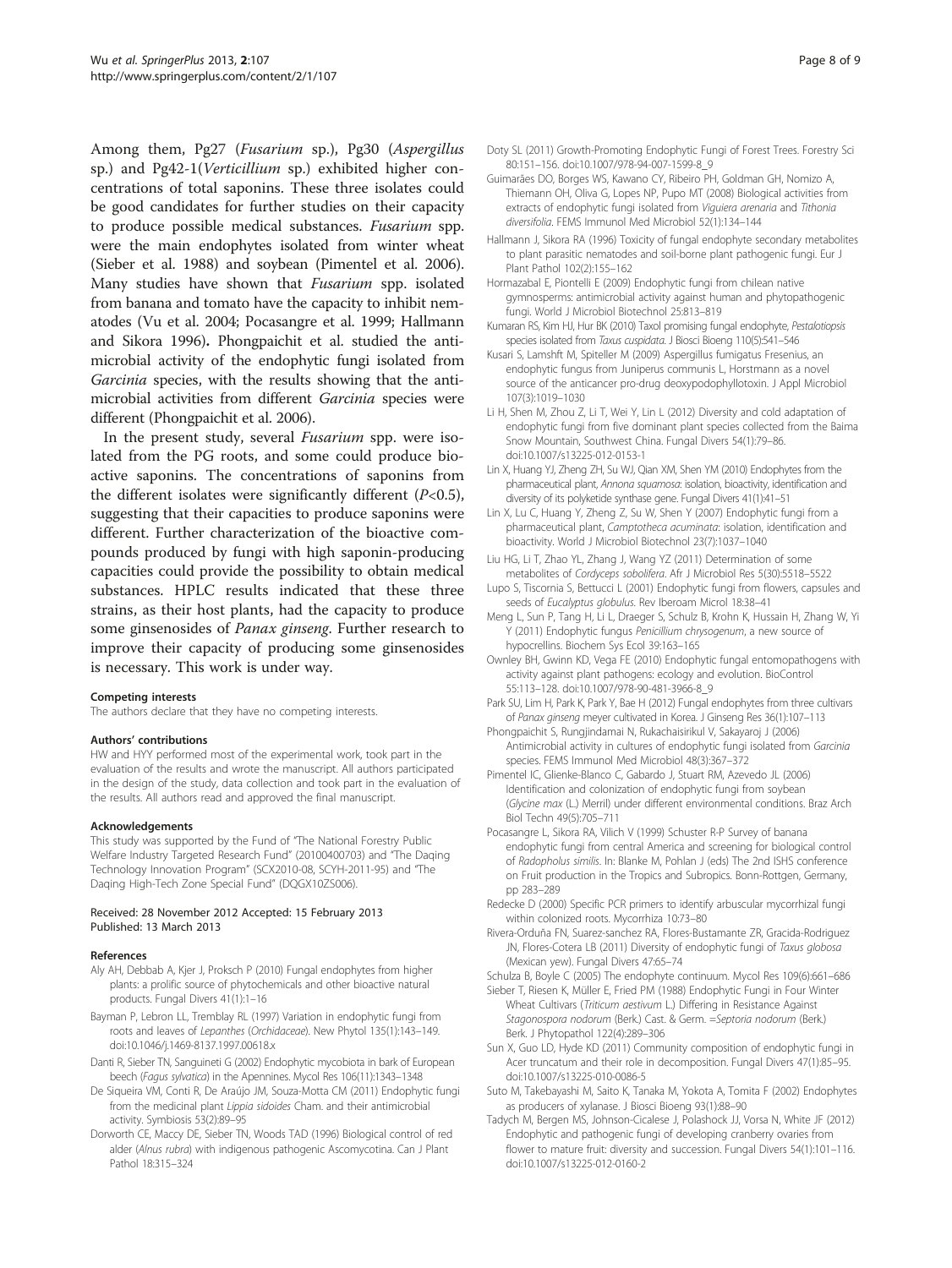Among them, Pg27 (*Fusarium* sp.), Pg30 (*Aspergillus* sp.) and Pg42-1(*Verticillium* sp.) exhibited higher concentrations of total saponins. These three isolates could be good candidates for further studies on their capacity to produce possible medical substances. *Fusarium* spp. were the main endophytes isolated from winter wheat (Sieber et al. 1988) and soybean (Pimentel et al. 2006). Many studies have shown that *Fusarium* spp. isolated from banana and tomato have the capacity to inhibit nematodes (Vu et al. 2004; Pocasangre et al. 1999; Hallmann and Sikora 1996). Phongpaichit et al. studied the antimicrobial activity of the endophytic fungi isolated from *Garcinia* species, with the results showing that the antimicrobial activities from different *Garcinia* species were different (Phongpaichit et al. 2006).

In the present study, several *Fusarium* spp. were isolated from the PG roots, and some could produce bioactive saponins. The concentrations of saponins from the different isolates were significantly different ($P<0.5$), suggesting that their capacities to produce saponins were different. Further characterization of the bioactive compounds produced by fungi with high saponin-producing capacities could provide the possibility to obtain medical substances. HPLC results indicated that these three strains, as their host plants, had the capacity to produce some ginsenosides of *Panax ginseng*. Further research to improve their capacity of producing some ginsenosides is necessary. This work is under way.

#### Competing interests
The authors declare that they have no competing interests.

#### Authors' contributions
HW and HYY performed most of the experimental work, took part in the evaluation of the results and wrote the manuscript. All authors participated in the design of the study, data collection and took part in the evaluation of the results. All authors read and approved the final manuscript.

#### Acknowledgements
This study was supported by the Fund of "The National Forestry Public Welfare Industry Targeted Research Fund" (20100400703) and "The Daqing Technology Innovation Program" (SCX2010-08, SCYH-2011-95) and "The Daqing High-Tech Zone Special Fund" (DQGX10ZS006).

#### Received: 28 November 2012 Accepted: 15 February 2013
#### Published: 13 March 2013

#### References
- Aly AH, Debbab A, Kjer J, Proksch P (2010) Fungal endophytes from higher plants: a prolific source of phytochemicals and other bioactive natural products. Fungal Divers 41(1):1–16
- Bayman P, Lebron LL, Tremblay RL (1997) Variation in endophytic fungi from roots and leaves of *Lepanthes* (*Orchidaceae*). New Phytol 135(1):143–149. doi:10.1046/j.1469-8137.1997.00618.x
- Danti R, Sieber TN, Sanguineti G (2002) Endophytic mycobiota in bark of European beech (*Fagus sylvatica*) in the Apennines. Mycol Res 106(11):1343–1348
- De Siqueira VM, Conti R, De Araújo JM, Souza-Motta CM (2011) Endophytic fungi from the medicinal plant *Lippia sidoides* Cham. and their antimicrobial activity. Symbiosis 53(2):89–95
- Dorworth CE, Maccy DE, Sieber TN, Woods TAD (1996) Biological control of red alder (*Alnus rubra*) with indigenous pathogenic Ascomycotina. Can J Plant Pathol 18:315–324
- Doty SL (2011) Growth-Promoting Endophytic Fungi of Forest Trees. Forestry Sci 80:151–156. doi:10.1007/978-94-007-1599-8_9
- Guimarães DO, Borges WS, Kawano CY, Ribeiro PH, Goldman GH, Nomizo A, Thiemann OH, Oliva G, Lopes NP, Pupo MT (2008) Biological activities from extracts of endophytic fungi isolated from *Viguiera arenaria* and *Tithonia diversifolia*. FEMS Immunol Med Microbiol 52(1):134–144
- Hallmann J, Sikora RA (1996) Toxicity of fungal endophyte secondary metabolites to plant parasitic nematodes and soil-borne plant pathogenic fungi. Eur J Plant Pathol 102(2):155–162
- Hormazabal E, Piontelli E (2009) Endophytic fungi from chilean native gymnosperms: antimicrobial activity against human and phytopathogenic fungi. World J Microbiol Biotechnol 25:813–819
- Kumaran RS, Kim HJ, Hur BK (2010) Taxol promising fungal endophyte, *Pestalotiopsis* species isolated from *Taxus cuspidata*. J Biosci Bioeng 110(5):541–546
- Kusari S, Lamshft M, Spiteller M (2009) Aspergillus fumigatus Fresenius, an endophytic fungus from Juniperus communis L, Horstmann as a novel source of the anticancer pro-drug deoxypodophyllotoxin. J Appl Microbiol 107(3):1019–1030
- Li H, Shen M, Zhou Z, Li T, Wei Y, Lin L (2012) Diversity and cold adaptation of endophytic fungi from five dominant plant species collected from the Baima Snow Mountain, Southwest China. Fungal Divers 54(1):79–86. doi:10.1007/s13225-012-0153-1
- Lin X, Huang YJ, Zheng ZH, Su WJ, Qian XM, Shen YM (2010) Endophytes from the pharmaceutical plant, *Annona squamosa*: isolation, bioactivity, identification and diversity of its polyketide synthase gene. Fungal Divers 41(1):41–51
- Lin X, Lu C, Huang Y, Zheng Z, Su W, Shen Y (2007) Endophytic fungi from a pharmaceutical plant, *Camptotheca acuminata*: isolation, identification and bioactivity. World J Microbiol Biotechnol 23(7):1037–1040
- Liu HG, Li T, Zhao YL, Zhang J, Wang YZ (2011) Determination of some metabolites of *Cordyceps sobolifera*. Afr J Microbiol Res 5(30):5518–5522
- Lupo S, Tiscornia S, Bettucci L (2001) Endophytic fungi from flowers, capsules and seeds of *Eucalyptus globulus*. Rev Iberoam Microl 18:38–41
- Meng L, Sun P, Tang H, Li L, Draeger S, Schulz B, Krohn K, Hussain H, Zhang W, Yi Y (2011) Endophytic fungus *Penicillium chrysogenum*, a new source of hypocrellins. Biochem Sys Ecol 39:163–165
- Ownley BH, Gwinn KD, Vega FE (2010) Endophytic fungal entomopathogens with activity against plant pathogens: ecology and evolution. BioControl 55:113–128. doi:10.1007/978-90-481-3966-8_9
- Park SU, Lim H, Park K, Park Y, Bae H (2012) Fungal endophytes from three cultivars of *Panax ginseng* meyer cultivated in Korea. J Ginseng Res 36(1):107–113
- Phongpaichit S, Rungjindamai N, Rukachaisirikul V, Sakayaroj J (2006) Antimicrobial activity in cultures of endophytic fungi isolated from *Garcinia* species. FEMS Immunol Med Microbiol 48(3):367–372
- Pimentel IC, Glienke-Blanco C, Gabardo J, Stuart RM, Azevedo JL (2006) Identification and colonization of endophytic fungi from soybean (*Glycine max* (L.) Merril) under different environmental conditions. Braz Arch Biol Techn 49(5):705–711
- Pocasangre L, Sikora RA, Vilich V (1999) Schuster R-P Survey of banana endophytic fungi from central America and screening for biological control of *Radopholus similis*. In: Blanke M, Pohlan J (eds) The 2nd ISHS conference on Fruit production in the Tropics and Subropics. Bonn-Rottgen, Germany, pp 283–289
- Redecke D (2000) Specific PCR primers to identify arbuscular mycorrhizal fungi within colonized roots. Mycorrhiza 10:73–80
- Rivera-Orduña FN, Suarez-sanchez RA, Flores-Bustamante ZR, Gracida-Rodriguez JN, Flores-Cotera LB (2011) Diversity of endophytic fungi of *Taxus globosa* (Mexican yew). Fungal Divers 47:65–74
- Schulza B, Boyle C (2005) The endophyte continuum. Mycol Res 109(6):661–686
- Sieber T, Riesen K, Müller E, Fried PM (1988) Endophytic Fungi in Four Winter Wheat Cultivars (*Triticum aestivum* L.) Differing in Resistance Against *Stagonospora nodorum* (Berk.) Cast. & Germ. =*Septoria nodorum* (Berk.) Berk. J Phytopathol 122(4):289–306
- Sun X, Guo LD, Hyde KD (2011) Community composition of endophytic fungi in Acer truncatum and their role in decomposition. Fungal Divers 47(1):85–95. doi:10.1007/s13225-010-0086-5
- Suto M, Takebayashi M, Saito K, Tanaka M, Yokota A, Tomita F (2002) Endophytes as producers of xylanase. J Biosci Bioeng 93(1):88–90
- Tadych M, Bergen MS, Johnson-Cicalese J, Polashock JJ, Vorsa N, White JF (2012) Endophytic and pathogenic fungi of developing cranberry ovaries from flower to mature fruit: diversity and succession. Fungal Divers 54(1):101–116. doi:10.1007/s13225-012-0160-2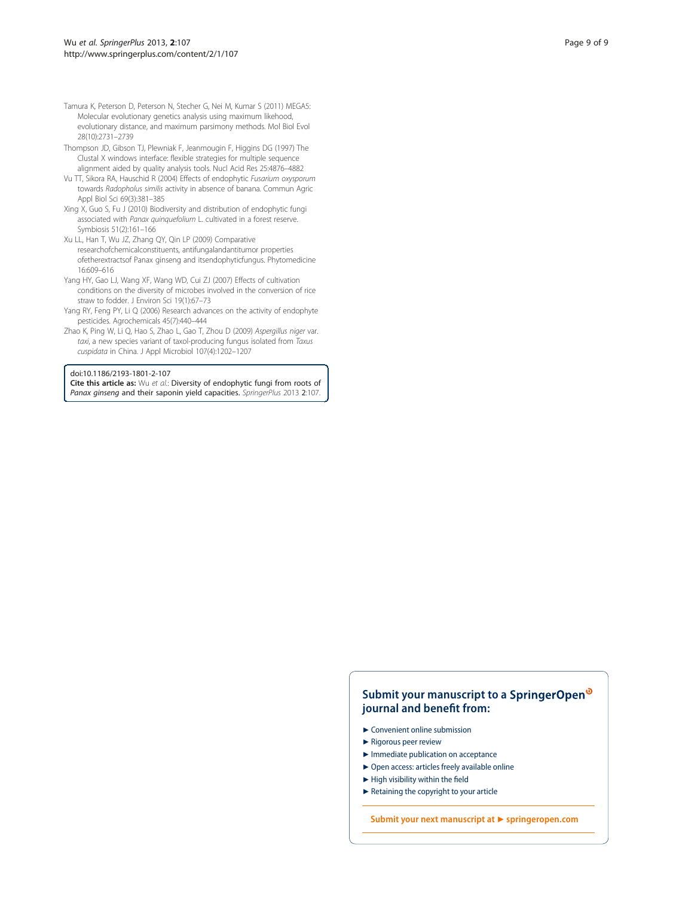Tamura K, Peterson D, Peterson N, Stecher G, Nei M, Kumar S (2011) MEGA5: Molecular evolutionary genetics analysis using maximum likehood, evolutionary distance, and maximum parsimony methods. Mol Biol Evol 28(10):2731–2739

Thompson JD, Gibson TJ, Plewniak F, Jeanmougin F, Higgins DG (1997) The Clustal X windows interface: flexible strategies for multiple sequence alignment aided by quality analysis tools. Nucl Acid Res 25:4876–4882

Vu TT, Sikora RA, Hauschid R (2004) Effects of endophytic *Fusarium oxysporum* towards *Radopholus similis* activity in absence of banana. Commun Agric Appl Biol Sci 69(3):381–385

Xing X, Guo S, Fu J (2010) Biodiversity and distribution of endophytic fungi associated with *Panax quinquefolium* L. cultivated in a forest reserve. Symbiosis 51(2):161–166

Xu LL, Han T, Wu JZ, Zhang QY, Qin LP (2009) Comparative researchofchemicalconstituents, antifungalandantitumor properties ofetherextractsof Panax ginseng and itsendophyticfungus. Phytomedicine 16:609–616

Yang HY, Gao LJ, Wang XF, Wang WD, Cui ZJ (2007) Effects of cultivation conditions on the diversity of microbes involved in the conversion of rice straw to fodder. J Environ Sci 19(1):67–73

Yang RY, Feng PY, Li Q (2006) Research advances on the activity of endophyte pesticides. Agrochemicals 45(7):440–444

Zhao K, Ping W, Li Q, Hao S, Zhao L, Gao T, Zhou D (2009) *Aspergillus niger* var. *taxi*, a new species variant of taxol-producing fungus isolated from *Taxus cuspidata* in China. J Appl Microbiol 107(4):1202–1207

doi:10.1186/2193-1801-2-107

**Cite this article as:** Wu *et al.*: Diversity of endophytic fungi from roots of *Panax ginseng* and their saponin yield capacities. *SpringerPlus* 2013 **2**:107.

**Submit your manuscript to a SpringerOpen journal and benefit from:**

- ► Convenient online submission
- ► Rigorous peer review
- ► Immediate publication on acceptance
- ► Open access: articles freely available online
- ► High visibility within the field
- ► Retaining the copyright to your article

**Submit your next manuscript at ► springeropen.com**